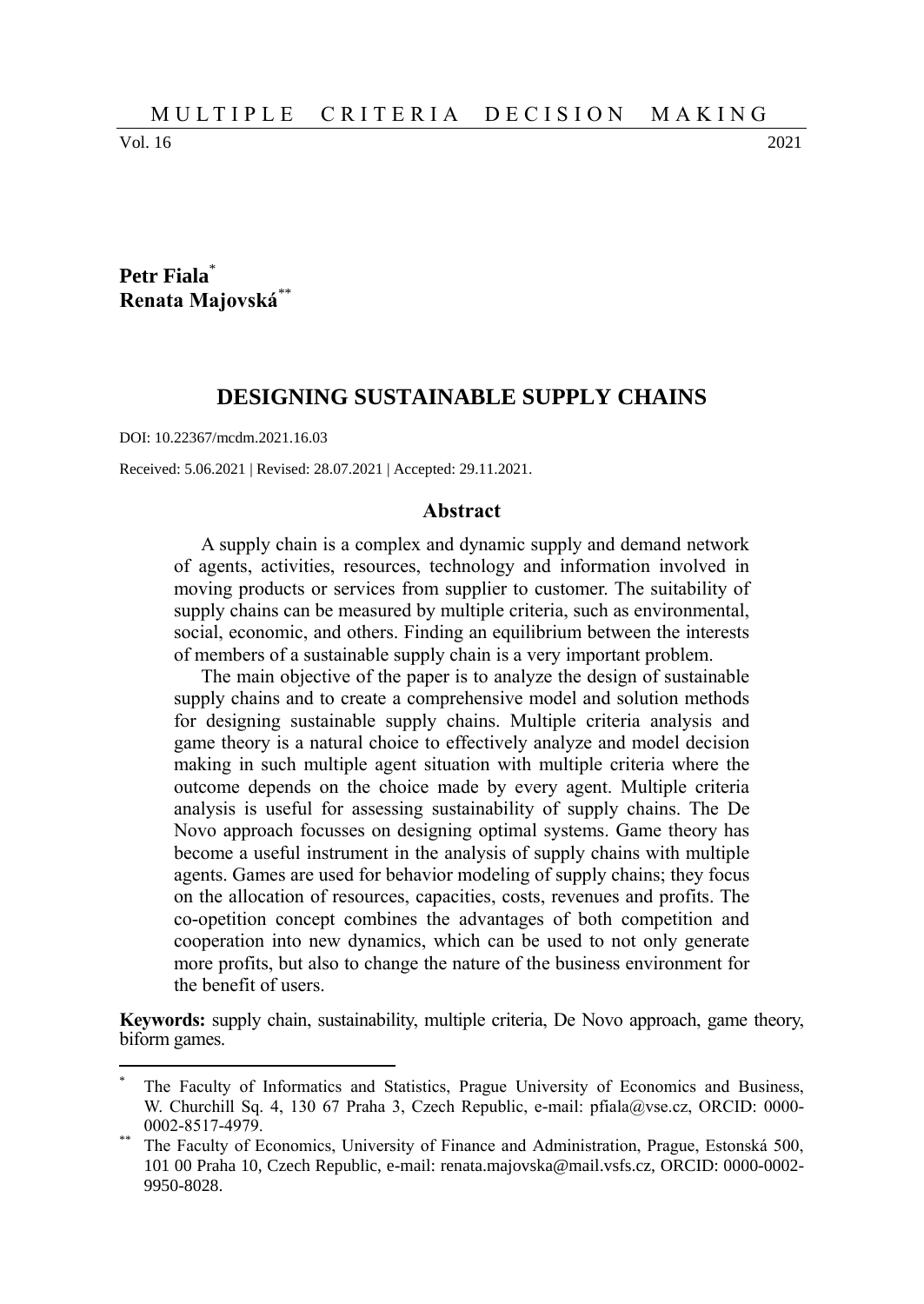Petr Fiala[*]

Renata Majovská[**]

# DESIGNING SUSTAINABLE SUPPLY CHAINS

DOI: 10.22367/mcdm.2021.16.03

Received: 5.06.2021 | Revised: 28.07.2021 | Accepted: 29.11.2021.

## Abstract

A supply chain is a complex and dynamic supply and demand network of agents, activities, resources, technology and information involved in moving products or services from supplier to customer. The suitability of supply chains can be measured by multiple criteria, such as environmental, social, economic, and others. Finding an equilibrium between the interests of members of a sustainable supply chain is a very important problem.

The main objective of the paper is to analyze the design of sustainable supply chains and to create a comprehensive model and solution methods for designing sustainable supply chains. Multiple criteria analysis and game theory is a natural choice to effectively analyze and model decision making in such multiple agent situation with multiple criteria where the outcome depends on the choice made by every agent. Multiple criteria analysis is useful for assessing sustainability of supply chains. The De Novo approach focusses on designing optimal systems. Game theory has become a useful instrument in the analysis of supply chains with multiple agents. Games are used for behavior modeling of supply chains; they focus on the allocation of resources, capacities, costs, revenues and profits. The co-opetition concept combines the advantages of both competition and cooperation into new dynamics, which can be used to not only generate more profits, but also to change the nature of the business environment for the benefit of users.

**Keywords:** supply chain, sustainability, multiple criteria, De Novo approach, game theory, biform games.

---

[*] The Faculty of Informatics and Statistics, Prague University of Economics and Business, W. Churchill Sq. 4, 130 67 Praha 3, Czech Republic, e-mail: pfiala@vse.cz, ORCID: 0000-0002-8517-4979.

[**] The Faculty of Economics, University of Finance and Administration, Prague, Estonská 500, 101 00 Praha 10, Czech Republic, e-mail: renata.majovska@mail.vsfs.cz, ORCID: 0000-0002-9950-8028.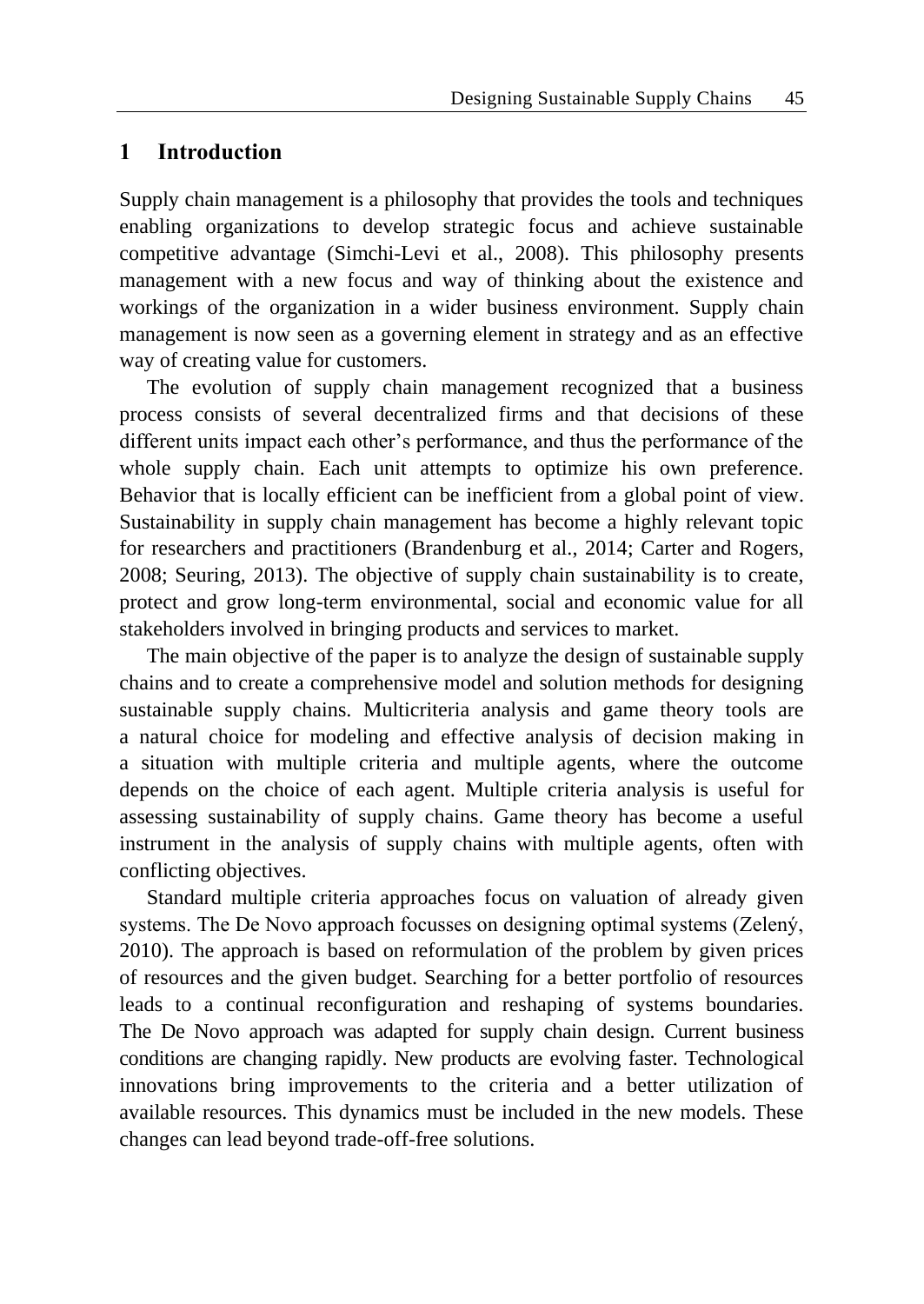## 1 Introduction

Supply chain management is a philosophy that provides the tools and techniques enabling organizations to develop strategic focus and achieve sustainable competitive advantage (Simchi-Levi et al., 2008). This philosophy presents management with a new focus and way of thinking about the existence and workings of the organization in a wider business environment. Supply chain management is now seen as a governing element in strategy and as an effective way of creating value for customers.

The evolution of supply chain management recognized that a business process consists of several decentralized firms and that decisions of these different units impact each other's performance, and thus the performance of the whole supply chain. Each unit attempts to optimize his own preference. Behavior that is locally efficient can be inefficient from a global point of view. Sustainability in supply chain management has become a highly relevant topic for researchers and practitioners (Brandenburg et al., 2014; Carter and Rogers, 2008; Seuring, 2013). The objective of supply chain sustainability is to create, protect and grow long-term environmental, social and economic value for all stakeholders involved in bringing products and services to market.

The main objective of the paper is to analyze the design of sustainable supply chains and to create a comprehensive model and solution methods for designing sustainable supply chains. Multicriteria analysis and game theory tools are a natural choice for modeling and effective analysis of decision making in a situation with multiple criteria and multiple agents, where the outcome depends on the choice of each agent. Multiple criteria analysis is useful for assessing sustainability of supply chains. Game theory has become a useful instrument in the analysis of supply chains with multiple agents, often with conflicting objectives.

Standard multiple criteria approaches focus on valuation of already given systems. The De Novo approach focusses on designing optimal systems (Zelený, 2010). The approach is based on reformulation of the problem by given prices of resources and the given budget. Searching for a better portfolio of resources leads to a continual reconfiguration and reshaping of systems boundaries. The De Novo approach was adapted for supply chain design. Current business conditions are changing rapidly. New products are evolving faster. Technological innovations bring improvements to the criteria and a better utilization of available resources. This dynamics must be included in the new models. These changes can lead beyond trade-off-free solutions.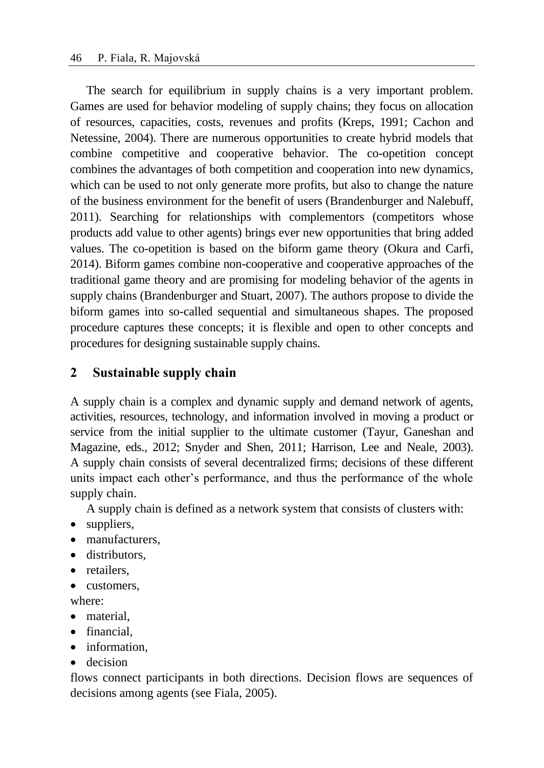The search for equilibrium in supply chains is a very important problem. Games are used for behavior modeling of supply chains; they focus on allocation of resources, capacities, costs, revenues and profits (Kreps, 1991; Cachon and Netessine, 2004). There are numerous opportunities to create hybrid models that combine competitive and cooperative behavior. The co-opetition concept combines the advantages of both competition and cooperation into new dynamics, which can be used to not only generate more profits, but also to change the nature of the business environment for the benefit of users (Brandenburger and Nalebuff, 2011). Searching for relationships with complementors (competitors whose products add value to other agents) brings ever new opportunities that bring added values. The co-opetition is based on the biform game theory (Okura and Carfi, 2014). Biform games combine non-cooperative and cooperative approaches of the traditional game theory and are promising for modeling behavior of the agents in supply chains (Brandenburger and Stuart, 2007). The authors propose to divide the biform games into so-called sequential and simultaneous shapes. The proposed procedure captures these concepts; it is flexible and open to other concepts and procedures for designing sustainable supply chains.

## 2 Sustainable supply chain

A supply chain is a complex and dynamic supply and demand network of agents, activities, resources, technology, and information involved in moving a product or service from the initial supplier to the ultimate customer (Tayur, Ganeshan and Magazine, eds., 2012; Snyder and Shen, 2011; Harrison, Lee and Neale, 2003). A supply chain consists of several decentralized firms; decisions of these different units impact each other's performance, and thus the performance of the whole supply chain.

A supply chain is defined as a network system that consists of clusters with:

- suppliers,
- manufacturers,
- distributors,
- retailers,
- customers,

where:

- material,
- financial,
- information,
- decision

flows connect participants in both directions. Decision flows are sequences of decisions among agents (see Fiala, 2005).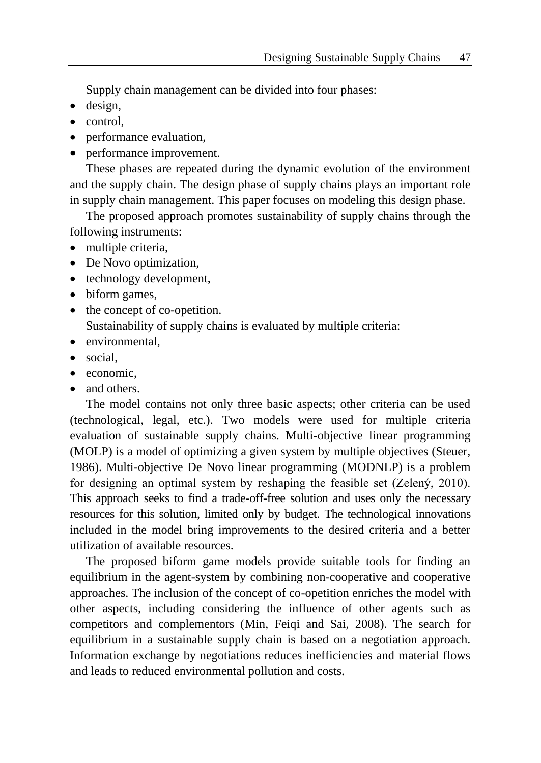Supply chain management can be divided into four phases:

- design,
- control,
- performance evaluation,
- performance improvement.

These phases are repeated during the dynamic evolution of the environment and the supply chain. The design phase of supply chains plays an important role in supply chain management. This paper focuses on modeling this design phase.

The proposed approach promotes sustainability of supply chains through the following instruments:

- multiple criteria,
- De Novo optimization,
- technology development,
- biform games,
- the concept of co-opetition.

Sustainability of supply chains is evaluated by multiple criteria:

- environmental,
- social,
- economic,
- and others.

The model contains not only three basic aspects; other criteria can be used (technological, legal, etc.). Two models were used for multiple criteria evaluation of sustainable supply chains. Multi-objective linear programming (MOLP) is a model of optimizing a given system by multiple objectives (Steuer, 1986). Multi-objective De Novo linear programming (MODNLP) is a problem for designing an optimal system by reshaping the feasible set (Zelený, 2010). This approach seeks to find a trade-off-free solution and uses only the necessary resources for this solution, limited only by budget. The technological innovations included in the model bring improvements to the desired criteria and a better utilization of available resources.

The proposed biform game models provide suitable tools for finding an equilibrium in the agent-system by combining non-cooperative and cooperative approaches. The inclusion of the concept of co-opetition enriches the model with other aspects, including considering the influence of other agents such as competitors and complementors (Min, Feiqi and Sai, 2008). The search for equilibrium in a sustainable supply chain is based on a negotiation approach. Information exchange by negotiations reduces inefficiencies and material flows and leads to reduced environmental pollution and costs.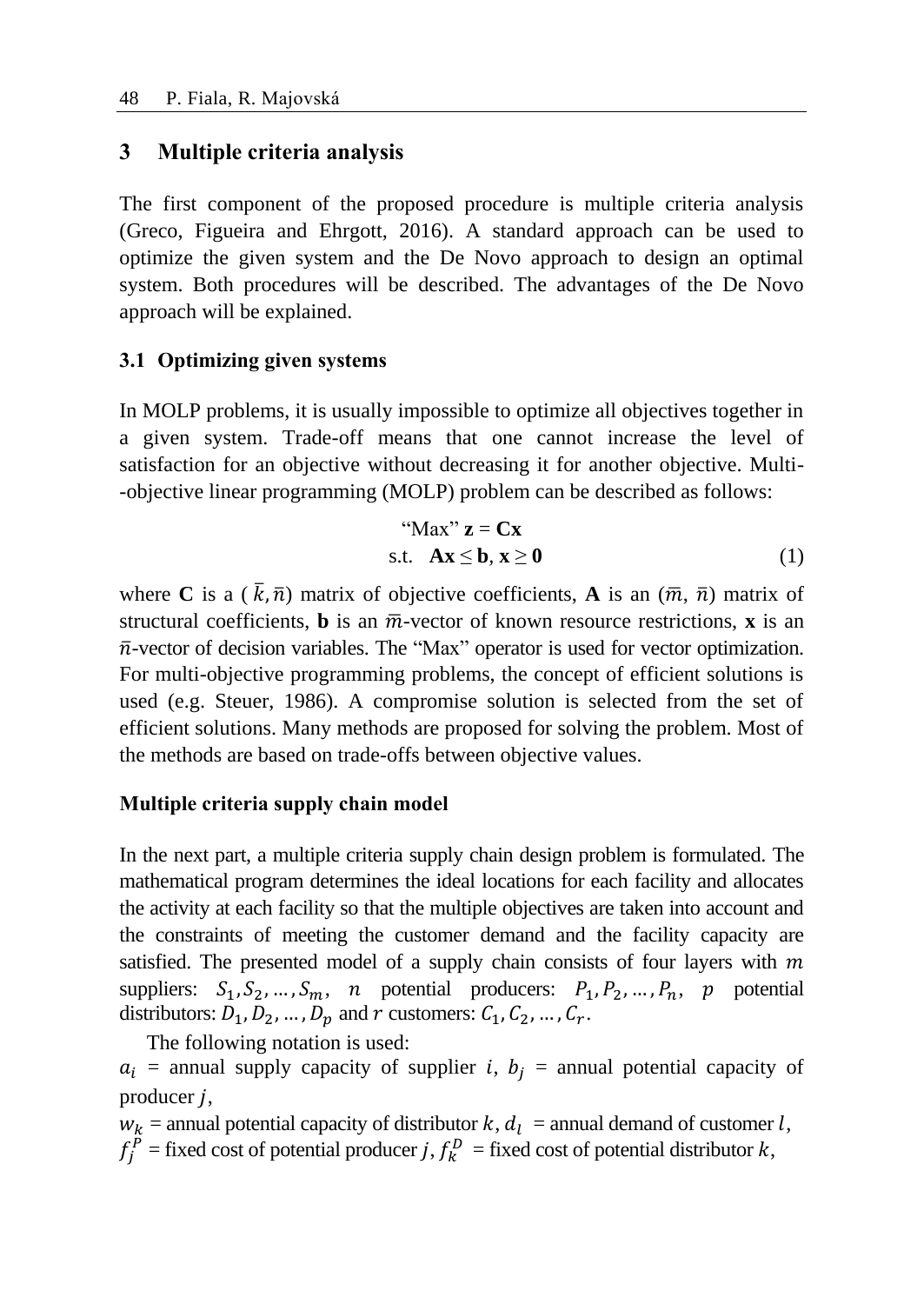## 3 Multiple criteria analysis

The first component of the proposed procedure is multiple criteria analysis (Greco, Figueira and Ehrgott, 2016). A standard approach can be used to optimize the given system and the De Novo approach to design an optimal system. Both procedures will be described. The advantages of the De Novo approach will be explained.

### 3.1 Optimizing given systems

In MOLP problems, it is usually impossible to optimize all objectives together in a given system. Trade-off means that one cannot increase the level of satisfaction for an objective without decreasing it for another objective. Multi-objective linear programming (MOLP) problem can be described as follows:

$$\text{“Max” } \mathbf{z} = \mathbf{Cx}$$
$$\text{s.t.} \quad \mathbf{Ax} \leq \mathbf{b},\ \mathbf{x} \geq \mathbf{0} \tag{1}$$

where **C** is a ($\bar{k}, \bar{n}$) matrix of objective coefficients, **A** is an ($\bar{m}$, $\bar{n}$) matrix of structural coefficients, **b** is an $\bar{m}$-vector of known resource restrictions, **x** is an $\bar{n}$-vector of decision variables. The “Max” operator is used for vector optimization. For multi-objective programming problems, the concept of efficient solutions is used (e.g. Steuer, 1986). A compromise solution is selected from the set of efficient solutions. Many methods are proposed for solving the problem. Most of the methods are based on trade-offs between objective values.

#### Multiple criteria supply chain model

In the next part, a multiple criteria supply chain design problem is formulated. The mathematical program determines the ideal locations for each facility and allocates the activity at each facility so that the multiple objectives are taken into account and the constraints of meeting the customer demand and the facility capacity are satisfied. The presented model of a supply chain consists of four layers with $m$ suppliers: $S_1, S_2, \dots, S_m$, $n$ potential producers: $P_1, P_2, \dots, P_n$, $p$ potential distributors: $D_1, D_2, \dots, D_p$ and $r$ customers: $C_1, C_2, \dots, C_r$.

The following notation is used:
$a_i$ = annual supply capacity of supplier $i$, $b_j$ = annual potential capacity of producer $j$,
$w_k$ = annual potential capacity of distributor $k$, $d_l$ = annual demand of customer $l$,
$f_j^P$ = fixed cost of potential producer $j$, $f_k^D$ = fixed cost of potential distributor $k$,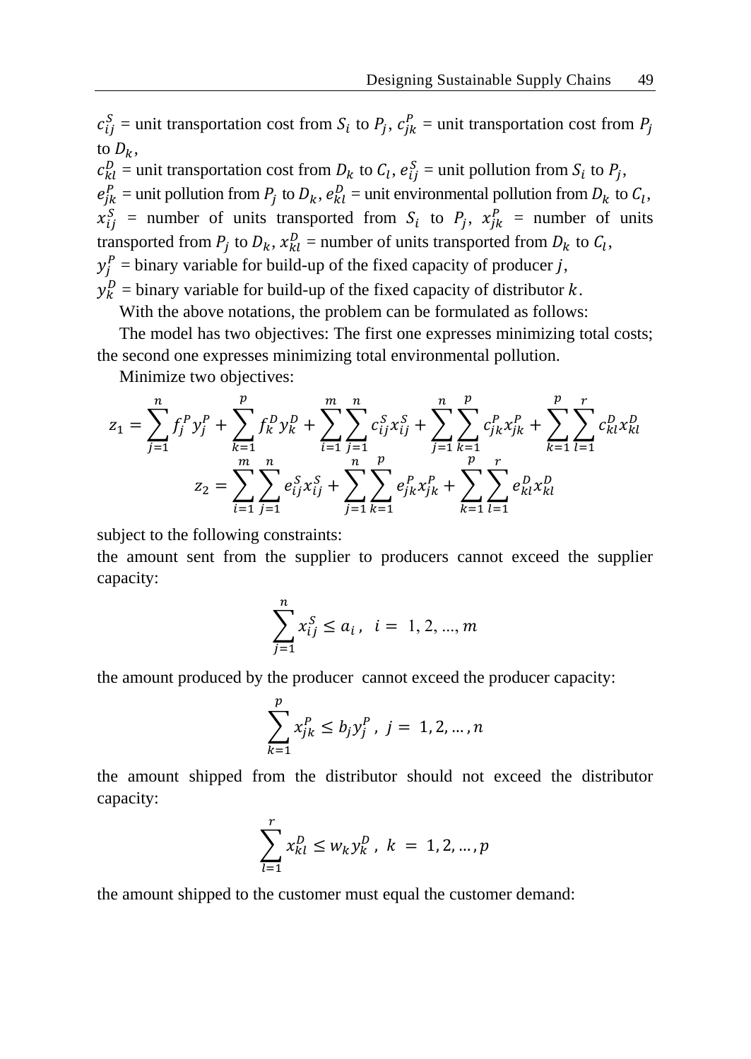$c_{ij}^S$ = unit transportation cost from $S_i$ to $P_j$, $c_{jk}^P$ = unit transportation cost from $P_j$ to $D_k$,

$c_{kl}^D$ = unit transportation cost from $D_k$ to $C_l$, $e_{ij}^S$ = unit pollution from $S_i$ to $P_j$,

$e_{jk}^P$ = unit pollution from $P_j$ to $D_k$, $e_{kl}^D$ = unit environmental pollution from $D_k$ to $C_l$,

$x_{ij}^S$ = number of units transported from $S_i$ to $P_j$, $x_{jk}^P$ = number of units transported from $P_j$ to $D_k$, $x_{kl}^D$ = number of units transported from $D_k$ to $C_l$,

$y_j^P$ = binary variable for build-up of the fixed capacity of producer $j$,

$y_k^D$ = binary variable for build-up of the fixed capacity of distributor $k$.

With the above notations, the problem can be formulated as follows:

The model has two objectives: The first one expresses minimizing total costs; the second one expresses minimizing total environmental pollution.

Minimize two objectives:

$$z_1 = \sum_{j=1}^{n} f_j^P y_j^P + \sum_{k=1}^{p} f_k^D y_k^D + \sum_{i=1}^{m}\sum_{j=1}^{n} c_{ij}^S x_{ij}^S + \sum_{j=1}^{n}\sum_{k=1}^{p} c_{jk}^P x_{jk}^P + \sum_{k=1}^{p}\sum_{l=1}^{r} c_{kl}^D x_{kl}^D$$

$$z_2 = \sum_{i=1}^{m}\sum_{j=1}^{n} e_{ij}^S x_{ij}^S + \sum_{j=1}^{n}\sum_{k=1}^{p} e_{jk}^P x_{jk}^P + \sum_{k=1}^{p}\sum_{l=1}^{r} e_{kl}^D x_{kl}^D$$

subject to the following constraints:

the amount sent from the supplier to producers cannot exceed the supplier capacity:

$$\sum_{j=1}^{n} x_{ij}^S \le a_i\,, \quad i = 1, 2, ..., m$$

the amount produced by the producer cannot exceed the producer capacity:

$$\sum_{k=1}^{p} x_{jk}^P \le b_j y_j^P\,, \; j = 1, 2, \dots, n$$

the amount shipped from the distributor should not exceed the distributor capacity:

$$\sum_{l=1}^{r} x_{kl}^D \le w_k y_k^D\,, \; k = 1, 2, \dots, p$$

the amount shipped to the customer must equal the customer demand: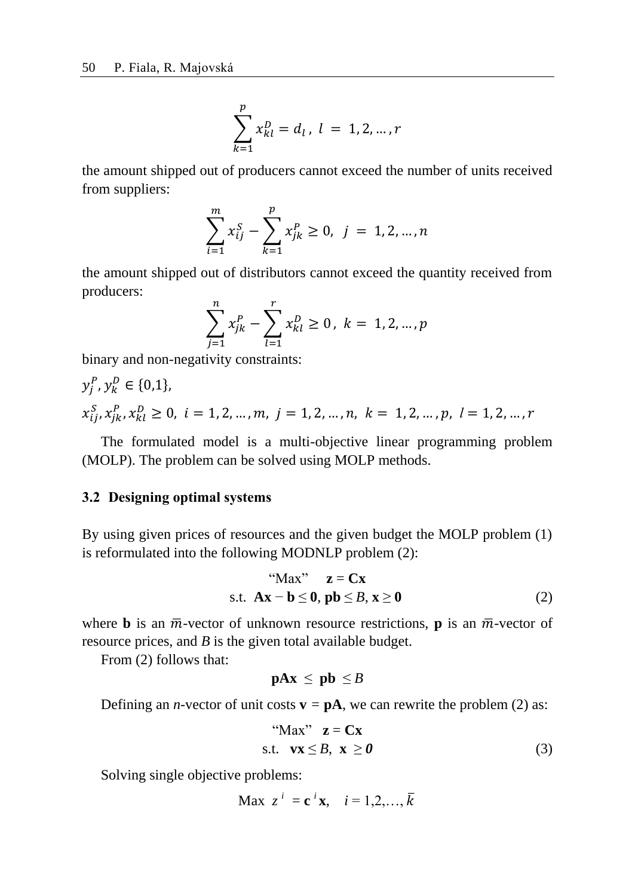$$\sum_{k=1}^{p} x_{kl}^{D} = d_l\,,\ l\ =\ 1, 2, \dots, r$$

the amount shipped out of producers cannot exceed the number of units received from suppliers:

$$\sum_{i=1}^{m} x_{ij}^{S} - \sum_{k=1}^{p} x_{jk}^{P} \geq 0,\ \ j\ =\ 1, 2, \dots, n$$

the amount shipped out of distributors cannot exceed the quantity received from producers:

$$\sum_{j=1}^{n} x_{jk}^{P} - \sum_{l=1}^{r} x_{kl}^{D} \geq 0\,,\ k\ =\ 1, 2, \dots, p$$

binary and non-negativity constraints:

$y_j^P, y_k^D \in \{0,1\}$,

$x_{ij}^S, x_{jk}^P, x_{kl}^D \geq 0,\ i = 1, 2, \dots, m,\ j = 1, 2, \dots, n,\ k =\ 1, 2, \dots, p,\ l = 1, 2, \dots, r$

The formulated model is a multi-objective linear programming problem (MOLP). The problem can be solved using MOLP methods.

### 3.2 Designing optimal systems

By using given prices of resources and the given budget the MOLP problem (1) is reformulated into the following MODNLP problem (2):

$$\begin{aligned} &\text{“Max”} \quad \mathbf{z} = \mathbf{Cx} \\ &\text{s.t.}\ \ \mathbf{Ax} - \mathbf{b} \leq \mathbf{0},\ \mathbf{pb} \leq B,\ \mathbf{x} \geq \mathbf{0} \end{aligned} \tag{2}$$

where $\mathbf{b}$ is an $\overline{m}$-vector of unknown resource restrictions, $\mathbf{p}$ is an $\overline{m}$-vector of resource prices, and $B$ is the given total available budget.

From (2) follows that:

$$\mathbf{pAx}\ \leq\ \mathbf{pb}\ \leq B$$

Defining an $n$-vector of unit costs $\mathbf{v} = \mathbf{pA}$, we can rewrite the problem (2) as:

$$\begin{aligned} &\text{“Max”} \ \ \mathbf{z} = \mathbf{Cx} \\ &\text{s.t.}\ \ \ \mathbf{vx} \leq B,\ \ \mathbf{x}\ \geq \boldsymbol{0} \end{aligned} \tag{3}$$

Solving single objective problems:

$$\text{Max}\ \ z^{i}\ = \mathbf{c}^{i}\mathbf{x}, \quad i = 1,2,\dots, \bar{k}$$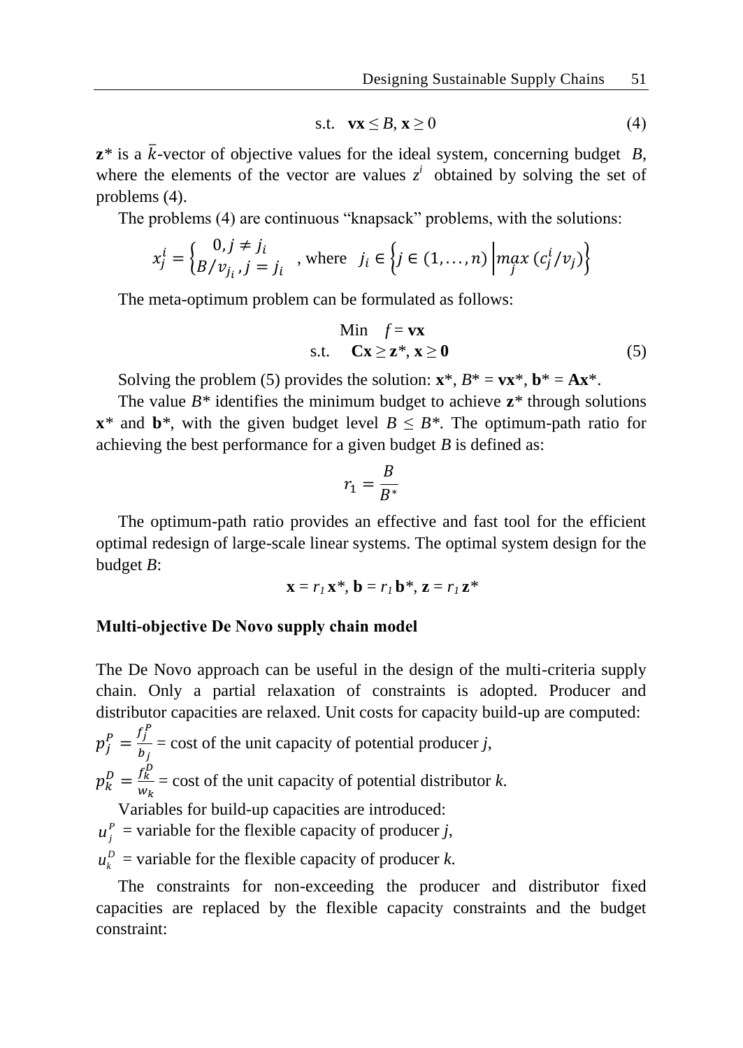$$\text{s.t.} \quad \mathbf{vx} \le B, \mathbf{x} \ge 0 \tag{4}$$

$\mathbf{z}^*$ is a $\bar{k}$-vector of objective values for the ideal system, concerning budget $B$, where the elements of the vector are values $z^i$ obtained by solving the set of problems (4).

The problems (4) are continuous "knapsack" problems, with the solutions:

$$x_j^i = \begin{cases} 0, j \ne j_i \\ B/v_{j_i}, j = j_i \end{cases} \text{, where } j_i \in \left\{ j \in (1, \dots, n) \,\middle|\, \max_j (c_j^i / v_j) \right\}$$

The meta-optimum problem can be formulated as follows:

$$\begin{aligned} &\text{Min} \quad f = \mathbf{vx} \\ &\text{s.t.} \quad \mathbf{Cx} \ge \mathbf{z}^*, \mathbf{x} \ge \mathbf{0} \end{aligned} \tag{5}$$

Solving the problem (5) provides the solution: $\mathbf{x}^*$, $B^* = \mathbf{vx}^*$, $\mathbf{b}^* = \mathbf{Ax}^*$.

The value $B^*$ identifies the minimum budget to achieve $\mathbf{z}^*$ through solutions $\mathbf{x}^*$ and $\mathbf{b}^*$, with the given budget level $B \le B^*$. The optimum-path ratio for achieving the best performance for a given budget $B$ is defined as:

$$r_1 = \frac{B}{B^*}$$

The optimum-path ratio provides an effective and fast tool for the efficient optimal redesign of large-scale linear systems. The optimal system design for the budget $B$:

$$\mathbf{x} = r_1 \mathbf{x}^*, \mathbf{b} = r_1 \mathbf{b}^*, \mathbf{z} = r_1 \mathbf{z}^*$$

**Multi-objective De Novo supply chain model**

The De Novo approach can be useful in the design of the multi-criteria supply chain. Only a partial relaxation of constraints is adopted. Producer and distributor capacities are relaxed. Unit costs for capacity build-up are computed:

$p_j^P = \frac{f_j^P}{b_j}$ = cost of the unit capacity of potential producer $j$,

$p_k^D = \frac{f_k^D}{w_k}$ = cost of the unit capacity of potential distributor $k$.

Variables for build-up capacities are introduced:

$u_j^P$ = variable for the flexible capacity of producer $j$,

$u_k^D$ = variable for the flexible capacity of producer $k$.

The constraints for non-exceeding the producer and distributor fixed capacities are replaced by the flexible capacity constraints and the budget constraint: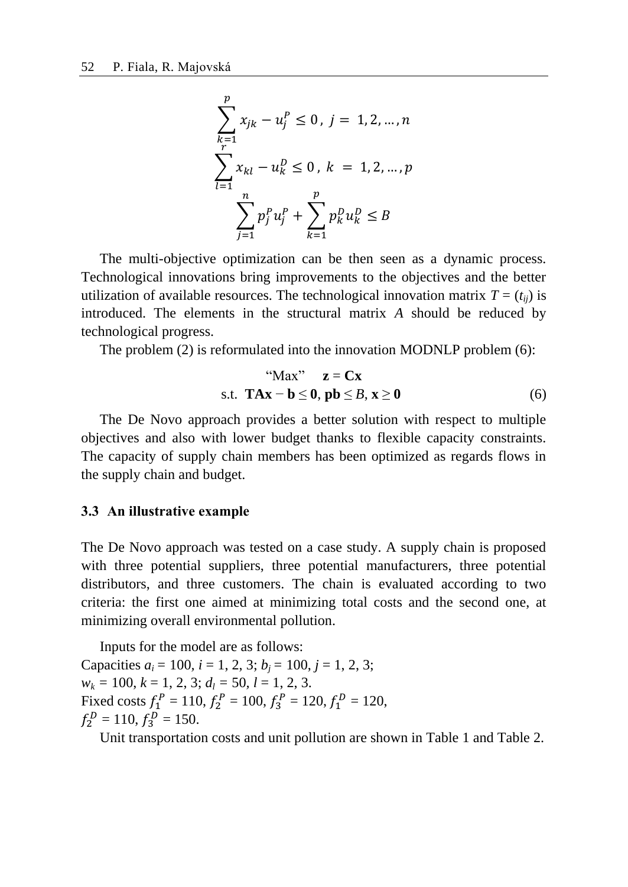$$\sum_{k=1}^{p} x_{jk} - u_j^P \leq 0\,,\; j = 1, 2, \dots, n$$

$$\sum_{l=1}^{r} x_{kl} - u_k^D \leq 0\,,\; k = 1, 2, \dots, p$$

$$\sum_{j=1}^{n} p_j^P u_j^P + \sum_{k=1}^{p} p_k^D u_k^D \leq B$$

The multi-objective optimization can be then seen as a dynamic process. Technological innovations bring improvements to the objectives and the better utilization of available resources. The technological innovation matrix $T = (t_{ij})$ is introduced. The elements in the structural matrix $A$ should be reduced by technological progress.

The problem (2) is reformulated into the innovation MODNLP problem (6):

$$\text{“Max”} \quad \mathbf{z} = \mathbf{Cx}$$
$$\text{s.t.} \;\; \mathbf{TAx} - \mathbf{b} \leq \mathbf{0},\; \mathbf{pb} \leq B,\; \mathbf{x} \geq \mathbf{0} \tag{6}$$

The De Novo approach provides a better solution with respect to multiple objectives and also with lower budget thanks to flexible capacity constraints. The capacity of supply chain members has been optimized as regards flows in the supply chain and budget.

### 3.3 An illustrative example

The De Novo approach was tested on a case study. A supply chain is proposed with three potential suppliers, three potential manufacturers, three potential distributors, and three customers. The chain is evaluated according to two criteria: the first one aimed at minimizing total costs and the second one, at minimizing overall environmental pollution.

Inputs for the model are as follows:
Capacities $a_i = 100$, $i = 1, 2, 3$; $b_j = 100$, $j = 1, 2, 3$;
$w_k = 100$, $k = 1, 2, 3$; $d_l = 50$, $l = 1, 2, 3$.
Fixed costs $f_1^P = 110$, $f_2^P = 100$, $f_3^P = 120$, $f_1^D = 120$,
$f_2^D = 110$, $f_3^D = 150$.

Unit transportation costs and unit pollution are shown in Table 1 and Table 2.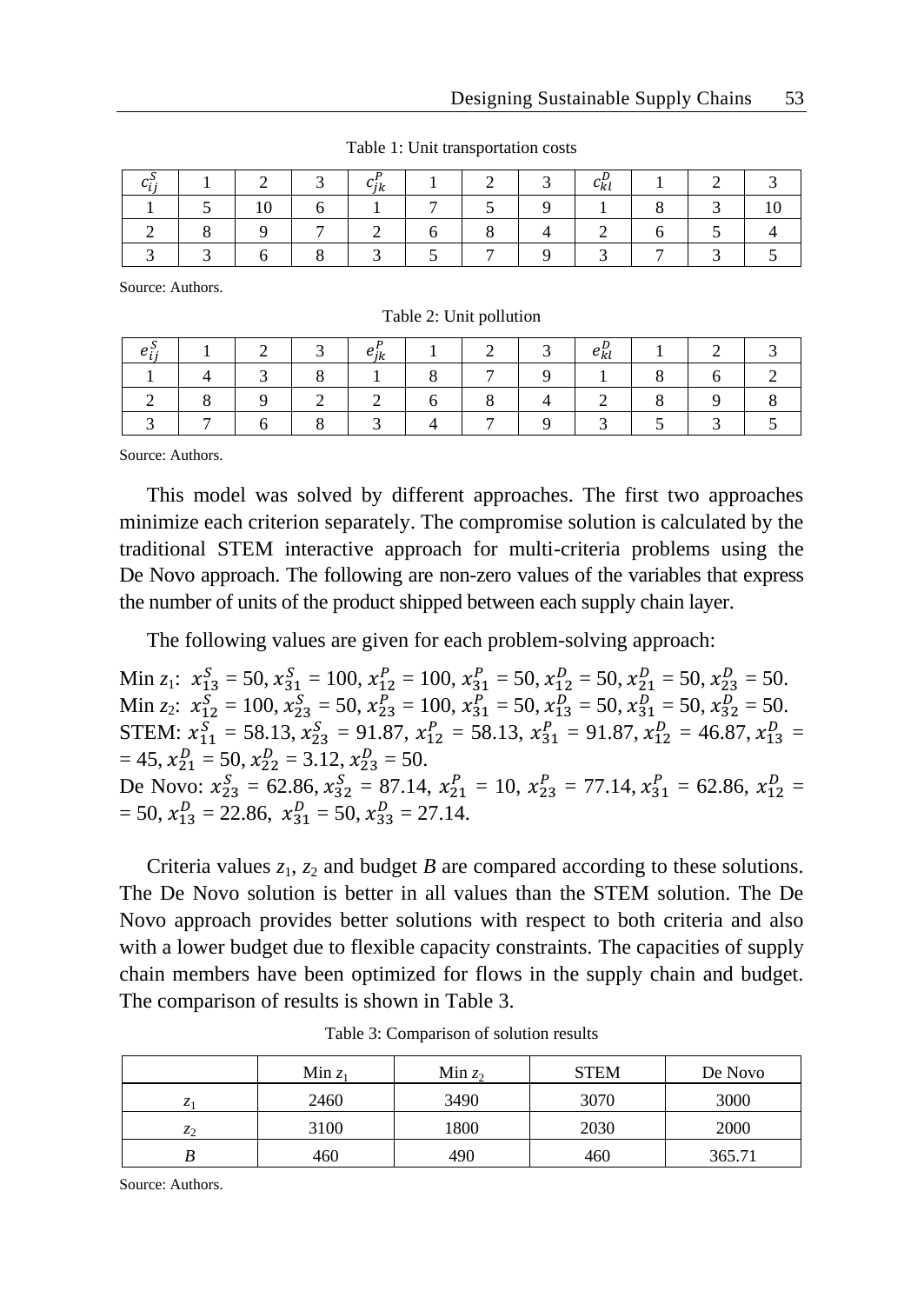Table 1: Unit transportation costs

| $c_{ij}^S$ | 1 | 2 | 3 | $c_{jk}^P$ | 1 | 2 | 3 | $c_{kl}^D$ | 1 | 2 | 3 |
|---|---|---|---|---|---|---|---|---|---|---|---|
| 1 | 5 | 10 | 6 | 1 | 7 | 5 | 9 | 1 | 8 | 3 | 10 |
| 2 | 8 | 9 | 7 | 2 | 6 | 8 | 4 | 2 | 6 | 5 | 4 |
| 3 | 3 | 6 | 8 | 3 | 5 | 7 | 9 | 3 | 7 | 3 | 5 |

Source: Authors.

Table 2: Unit pollution

| $e_{ij}^S$ | 1 | 2 | 3 | $e_{jk}^P$ | 1 | 2 | 3 | $e_{kl}^D$ | 1 | 2 | 3 |
|---|---|---|---|---|---|---|---|---|---|---|---|
| 1 | 4 | 3 | 8 | 1 | 8 | 7 | 9 | 1 | 8 | 6 | 2 |
| 2 | 8 | 9 | 2 | 2 | 6 | 8 | 4 | 2 | 8 | 9 | 8 |
| 3 | 7 | 6 | 8 | 3 | 4 | 7 | 9 | 3 | 5 | 3 | 5 |

Source: Authors.

This model was solved by different approaches. The first two approaches minimize each criterion separately. The compromise solution is calculated by the traditional STEM interactive approach for multi-criteria problems using the De Novo approach. The following are non-zero values of the variables that express the number of units of the product shipped between each supply chain layer.

The following values are given for each problem-solving approach:

Min $z_1$: $x_{13}^S = 50$, $x_{31}^S = 100$, $x_{12}^P = 100$, $x_{31}^P = 50$, $x_{12}^D = 50$, $x_{21}^D = 50$, $x_{23}^D = 50$.
Min $z_2$: $x_{12}^S = 100$, $x_{23}^S = 50$, $x_{23}^P = 100$, $x_{31}^P = 50$, $x_{13}^D = 50$, $x_{31}^D = 50$, $x_{32}^D = 50$.
STEM: $x_{11}^S = 58.13$, $x_{23}^S = 91.87$, $x_{12}^P = 58.13$, $x_{31}^P = 91.87$, $x_{12}^D = 46.87$, $x_{13}^D =$ $= 45$, $x_{21}^D = 50$, $x_{22}^D = 3.12$, $x_{23}^D = 50$.
De Novo: $x_{23}^S = 62.86$, $x_{32}^S = 87.14$, $x_{21}^P = 10$, $x_{23}^P = 77.14$, $x_{31}^P = 62.86$, $x_{12}^D =$ $= 50$, $x_{13}^D = 22.86$, $x_{31}^D = 50$, $x_{33}^D = 27.14$.

Criteria values $z_1$, $z_2$ and budget $B$ are compared according to these solutions. The De Novo solution is better in all values than the STEM solution. The De Novo approach provides better solutions with respect to both criteria and also with a lower budget due to flexible capacity constraints. The capacities of supply chain members have been optimized for flows in the supply chain and budget. The comparison of results is shown in Table 3.

Table 3: Comparison of solution results

| | Min $z_1$ | Min $z_2$ | STEM | De Novo |
|---|---|---|---|---|
| $z_1$ | 2460 | 3490 | 3070 | 3000 |
| $z_2$ | 3100 | 1800 | 2030 | 2000 |
| $B$ | 460 | 490 | 460 | 365.71 |

Source: Authors.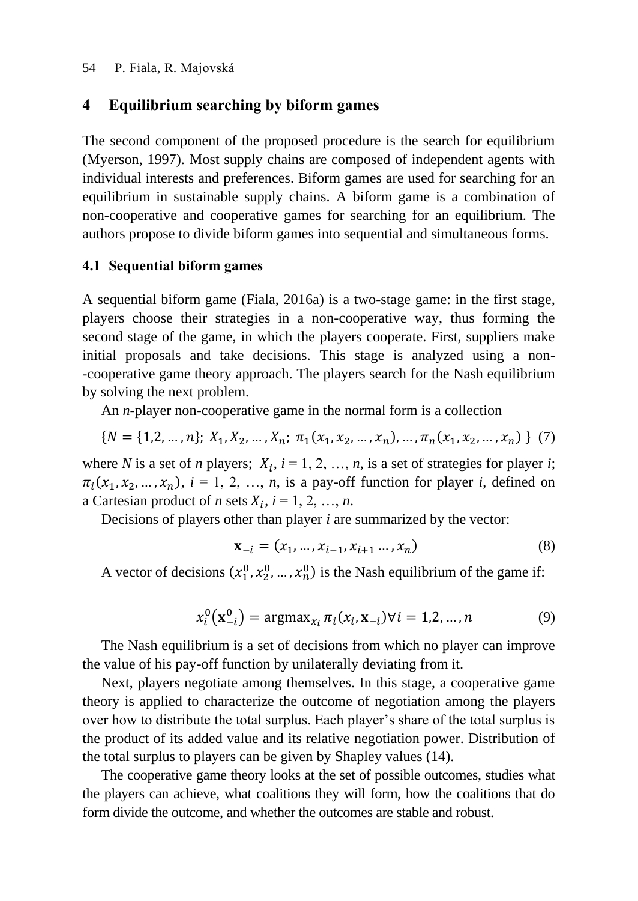## 4 Equilibrium searching by biform games

The second component of the proposed procedure is the search for equilibrium (Myerson, 1997). Most supply chains are composed of independent agents with individual interests and preferences. Biform games are used for searching for an equilibrium in sustainable supply chains. A biform game is a combination of non-cooperative and cooperative games for searching for an equilibrium. The authors propose to divide biform games into sequential and simultaneous forms.

### 4.1 Sequential biform games

A sequential biform game (Fiala, 2016a) is a two-stage game: in the first stage, players choose their strategies in a non-cooperative way, thus forming the second stage of the game, in which the players cooperate. First, suppliers make initial proposals and take decisions. This stage is analyzed using a non--cooperative game theory approach. The players search for the Nash equilibrium by solving the next problem.

An *n*-player non-cooperative game in the normal form is a collection

$$\{N = \{1,2,\dots,n\};\ X_1, X_2, \dots, X_n;\ \pi_1(x_1, x_2, \dots, x_n), \dots, \pi_n(x_1, x_2, \dots, x_n)\ \} \quad (7)$$

where *N* is a set of *n* players; $X_i$, *i* = 1, 2, …, *n*, is a set of strategies for player *i*; $\pi_i(x_1, x_2, \dots, x_n)$, *i* = 1, 2, …, *n*, is a pay-off function for player *i*, defined on a Cartesian product of *n* sets $X_i$, *i* = 1, 2, …, *n*.

Decisions of players other than player *i* are summarized by the vector:

$$\mathbf{x}_{-i} = (x_1, \dots, x_{i-1}, x_{i+1} \dots, x_n) \quad (8)$$

A vector of decisions $(x_1^0, x_2^0, \dots, x_n^0)$ is the Nash equilibrium of the game if:

$$x_i^0(\mathbf{x}_{-i}^0) = \text{argmax}_{x_i}\, \pi_i(x_i, \mathbf{x}_{-i}) \forall i = 1,2,\dots,n \quad (9)$$

The Nash equilibrium is a set of decisions from which no player can improve the value of his pay-off function by unilaterally deviating from it.

Next, players negotiate among themselves. In this stage, a cooperative game theory is applied to characterize the outcome of negotiation among the players over how to distribute the total surplus. Each player's share of the total surplus is the product of its added value and its relative negotiation power. Distribution of the total surplus to players can be given by Shapley values (14).

The cooperative game theory looks at the set of possible outcomes, studies what the players can achieve, what coalitions they will form, how the coalitions that do form divide the outcome, and whether the outcomes are stable and robust.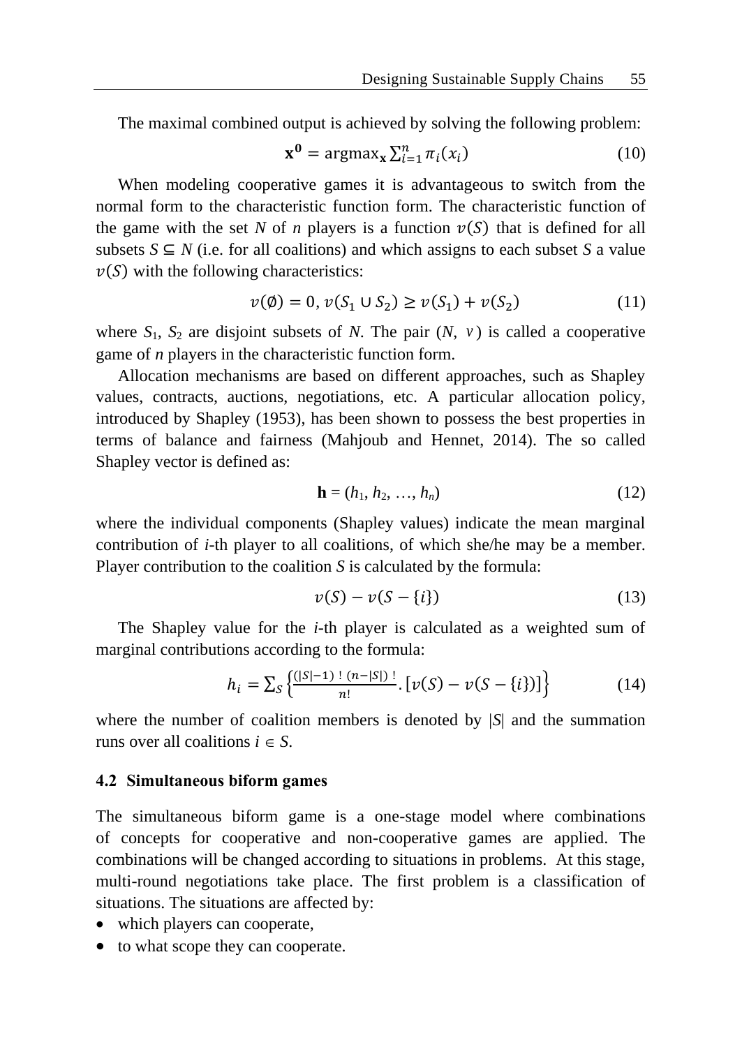The maximal combined output is achieved by solving the following problem:

$$\mathbf{x^0} = \text{argmax}_{\mathbf{x}} \sum_{i=1}^{n} \pi_i(x_i) \tag{10}$$

When modeling cooperative games it is advantageous to switch from the normal form to the characteristic function form. The characteristic function of the game with the set $N$ of $n$ players is a function $v(S)$ that is defined for all subsets $S \subseteq N$ (i.e. for all coalitions) and which assigns to each subset $S$ a value $v(S)$ with the following characteristics:

$$v(\emptyset) = 0, v(S_1 \cup S_2) \geq v(S_1) + v(S_2) \tag{11}$$

where $S_1$, $S_2$ are disjoint subsets of $N$. The pair ($N$, $v$) is called a cooperative game of $n$ players in the characteristic function form.

Allocation mechanisms are based on different approaches, such as Shapley values, contracts, auctions, negotiations, etc. A particular allocation policy, introduced by Shapley (1953), has been shown to possess the best properties in terms of balance and fairness (Mahjoub and Hennet, 2014). The so called Shapley vector is defined as:

$$\mathbf{h} = (h_1, h_2, \ldots, h_n) \tag{12}$$

where the individual components (Shapley values) indicate the mean marginal contribution of *i*-th player to all coalitions, of which she/he may be a member. Player contribution to the coalition $S$ is calculated by the formula:

$$v(S) - v(S - \{i\}) \tag{13}$$

The Shapley value for the *i*-th player is calculated as a weighted sum of marginal contributions according to the formula:

$$h_i = \sum_S \left\{ \frac{(|S|-1)\,!\,(n-|S|)\,!}{n!} . \left[ v(S) - v(S - \{i\}) \right] \right\} \tag{14}$$

where the number of coalition members is denoted by $|S|$ and the summation runs over all coalitions $i \in S$.

### 4.2 Simultaneous biform games

The simultaneous biform game is a one-stage model where combinations of concepts for cooperative and non-cooperative games are applied. The combinations will be changed according to situations in problems. At this stage, multi-round negotiations take place. The first problem is a classification of situations. The situations are affected by:

- which players can cooperate,
- to what scope they can cooperate.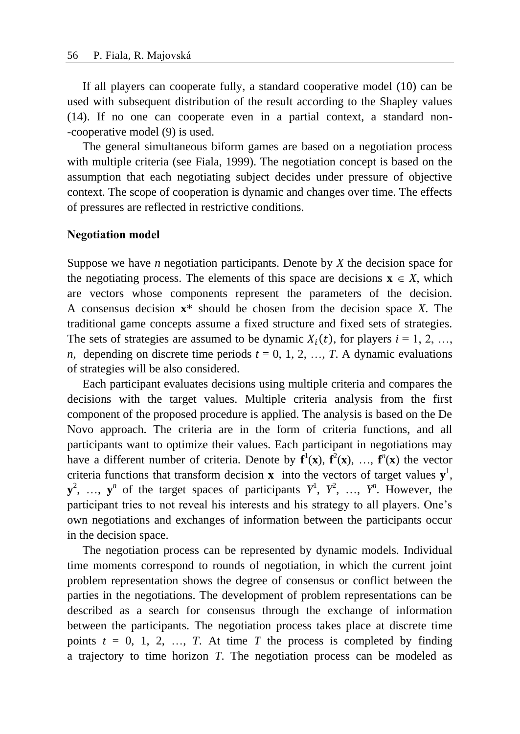If all players can cooperate fully, a standard cooperative model (10) can be used with subsequent distribution of the result according to the Shapley values (14). If no one can cooperate even in a partial context, a standard non--cooperative model (9) is used.

The general simultaneous biform games are based on a negotiation process with multiple criteria (see Fiala, 1999). The negotiation concept is based on the assumption that each negotiating subject decides under pressure of objective context. The scope of cooperation is dynamic and changes over time. The effects of pressures are reflected in restrictive conditions.

**Negotiation model**

Suppose we have $n$ negotiation participants. Denote by $X$ the decision space for the negotiating process. The elements of this space are decisions $\mathbf{x} \in X$, which are vectors whose components represent the parameters of the decision. A consensus decision $\mathbf{x}^*$ should be chosen from the decision space $X$. The traditional game concepts assume a fixed structure and fixed sets of strategies. The sets of strategies are assumed to be dynamic $X_i(t)$, for players $i = 1, 2, \ldots, n$, depending on discrete time periods $t = 0, 1, 2, \ldots, T$. A dynamic evaluations of strategies will be also considered.

Each participant evaluates decisions using multiple criteria and compares the decisions with the target values. Multiple criteria analysis from the first component of the proposed procedure is applied. The analysis is based on the De Novo approach. The criteria are in the form of criteria functions, and all participants want to optimize their values. Each participant in negotiations may have a different number of criteria. Denote by $\mathbf{f}^1(\mathbf{x})$, $\mathbf{f}^2(\mathbf{x})$, …, $\mathbf{f}^n(\mathbf{x})$ the vector criteria functions that transform decision $\mathbf{x}$ into the vectors of target values $\mathbf{y}^1$, $\mathbf{y}^2$, …, $\mathbf{y}^n$ of the target spaces of participants $Y^1$, $Y^2$, …, $Y^n$. However, the participant tries to not reveal his interests and his strategy to all players. One's own negotiations and exchanges of information between the participants occur in the decision space.

The negotiation process can be represented by dynamic models. Individual time moments correspond to rounds of negotiation, in which the current joint problem representation shows the degree of consensus or conflict between the parties in the negotiations. The development of problem representations can be described as a search for consensus through the exchange of information between the participants. The negotiation process takes place at discrete time points $t = 0, 1, 2, \ldots, T$. At time $T$ the process is completed by finding a trajectory to time horizon $T$. The negotiation process can be modeled as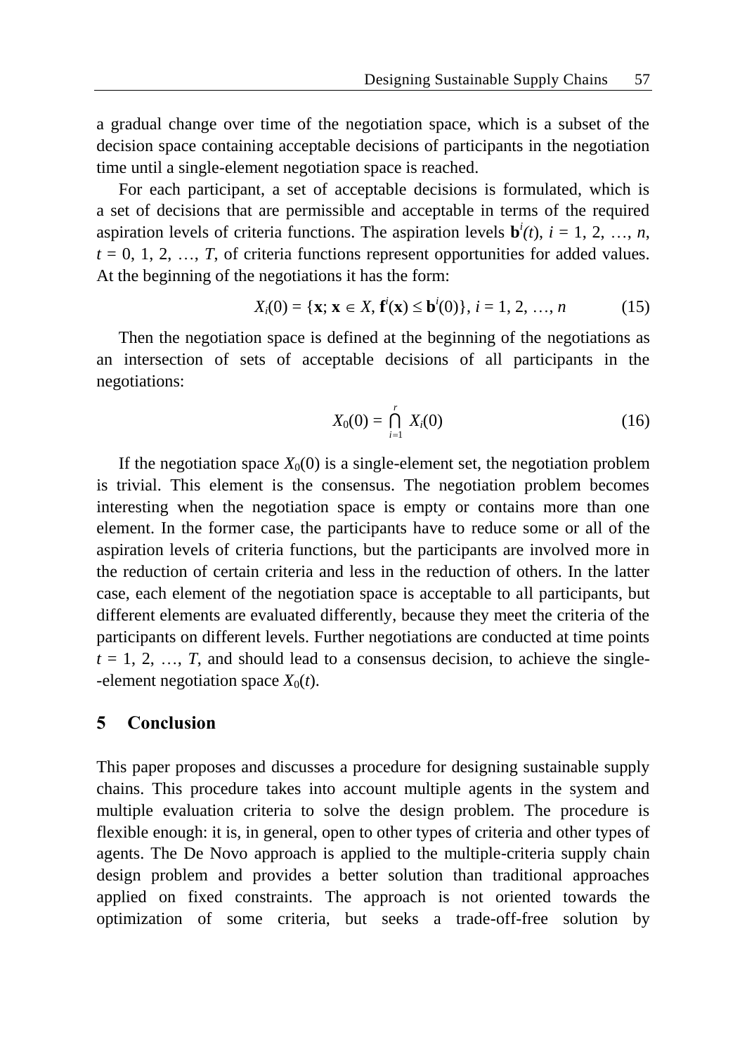a gradual change over time of the negotiation space, which is a subset of the decision space containing acceptable decisions of participants in the negotiation time until a single-element negotiation space is reached.

For each participant, a set of acceptable decisions is formulated, which is a set of decisions that are permissible and acceptable in terms of the required aspiration levels of criteria functions. The aspiration levels $\mathbf{b}^i(t)$, $i = 1, 2, \ldots, n$, $t = 0, 1, 2, \ldots, T$, of criteria functions represent opportunities for added values. At the beginning of the negotiations it has the form:

$$X_i(0) = \{\mathbf{x};\, \mathbf{x} \in X,\, \mathbf{f}^i(\mathbf{x}) \leq \mathbf{b}^i(0)\},\ i = 1, 2, \ldots, n \tag{15}$$

Then the negotiation space is defined at the beginning of the negotiations as an intersection of sets of acceptable decisions of all participants in the negotiations:

$$X_0(0) = \bigcap_{i=1}^{r} X_i(0) \tag{16}$$

If the negotiation space $X_0(0)$ is a single-element set, the negotiation problem is trivial. This element is the consensus. The negotiation problem becomes interesting when the negotiation space is empty or contains more than one element. In the former case, the participants have to reduce some or all of the aspiration levels of criteria functions, but the participants are involved more in the reduction of certain criteria and less in the reduction of others. In the latter case, each element of the negotiation space is acceptable to all participants, but different elements are evaluated differently, because they meet the criteria of the participants on different levels. Further negotiations are conducted at time points $t = 1, 2, \ldots, T$, and should lead to a consensus decision, to achieve the single--element negotiation space $X_0(t)$.

## 5 Conclusion

This paper proposes and discusses a procedure for designing sustainable supply chains. This procedure takes into account multiple agents in the system and multiple evaluation criteria to solve the design problem. The procedure is flexible enough: it is, in general, open to other types of criteria and other types of agents. The De Novo approach is applied to the multiple-criteria supply chain design problem and provides a better solution than traditional approaches applied on fixed constraints. The approach is not oriented towards the optimization of some criteria, but seeks a trade-off-free solution by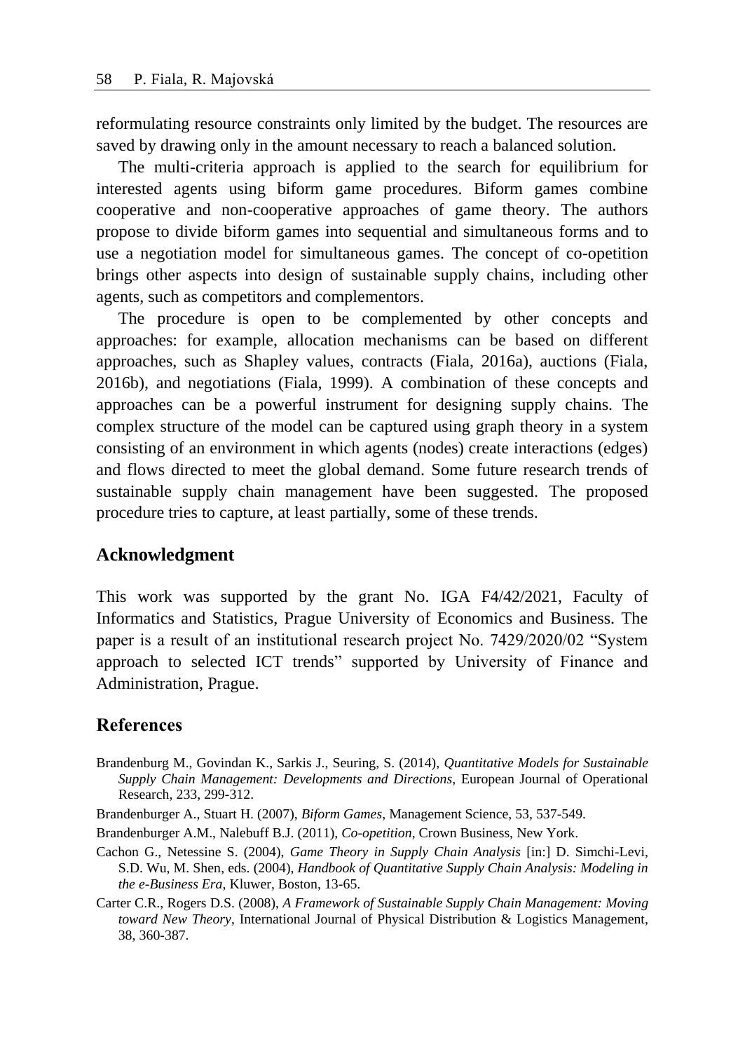reformulating resource constraints only limited by the budget. The resources are saved by drawing only in the amount necessary to reach a balanced solution.

The multi-criteria approach is applied to the search for equilibrium for interested agents using biform game procedures. Biform games combine cooperative and non-cooperative approaches of game theory. The authors propose to divide biform games into sequential and simultaneous forms and to use a negotiation model for simultaneous games. The concept of co-opetition brings other aspects into design of sustainable supply chains, including other agents, such as competitors and complementors.

The procedure is open to be complemented by other concepts and approaches: for example, allocation mechanisms can be based on different approaches, such as Shapley values, contracts (Fiala, 2016a), auctions (Fiala, 2016b), and negotiations (Fiala, 1999). A combination of these concepts and approaches can be a powerful instrument for designing supply chains. The complex structure of the model can be captured using graph theory in a system consisting of an environment in which agents (nodes) create interactions (edges) and flows directed to meet the global demand. Some future research trends of sustainable supply chain management have been suggested. The proposed procedure tries to capture, at least partially, some of these trends.

## Acknowledgment

This work was supported by the grant No. IGA F4/42/2021, Faculty of Informatics and Statistics, Prague University of Economics and Business. The paper is a result of an institutional research project No. 7429/2020/02 "System approach to selected ICT trends" supported by University of Finance and Administration, Prague.

## References

Brandenburg M., Govindan K., Sarkis J., Seuring, S. (2014), *Quantitative Models for Sustainable Supply Chain Management: Developments and Directions*, European Journal of Operational Research, 233, 299-312.

Brandenburger A., Stuart H. (2007), *Biform Games*, Management Science, 53, 537-549.

Brandenburger A.M., Nalebuff B.J. (2011), *Co-opetition*, Crown Business, New York.

Cachon G., Netessine S. (2004), *Game Theory in Supply Chain Analysis* [in:] D. Simchi-Levi, S.D. Wu, M. Shen, eds. (2004), *Handbook of Quantitative Supply Chain Analysis: Modeling in the e-Business Era*, Kluwer, Boston, 13-65.

Carter C.R., Rogers D.S. (2008), *A Framework of Sustainable Supply Chain Management: Moving toward New Theory*, International Journal of Physical Distribution & Logistics Management, 38, 360-387.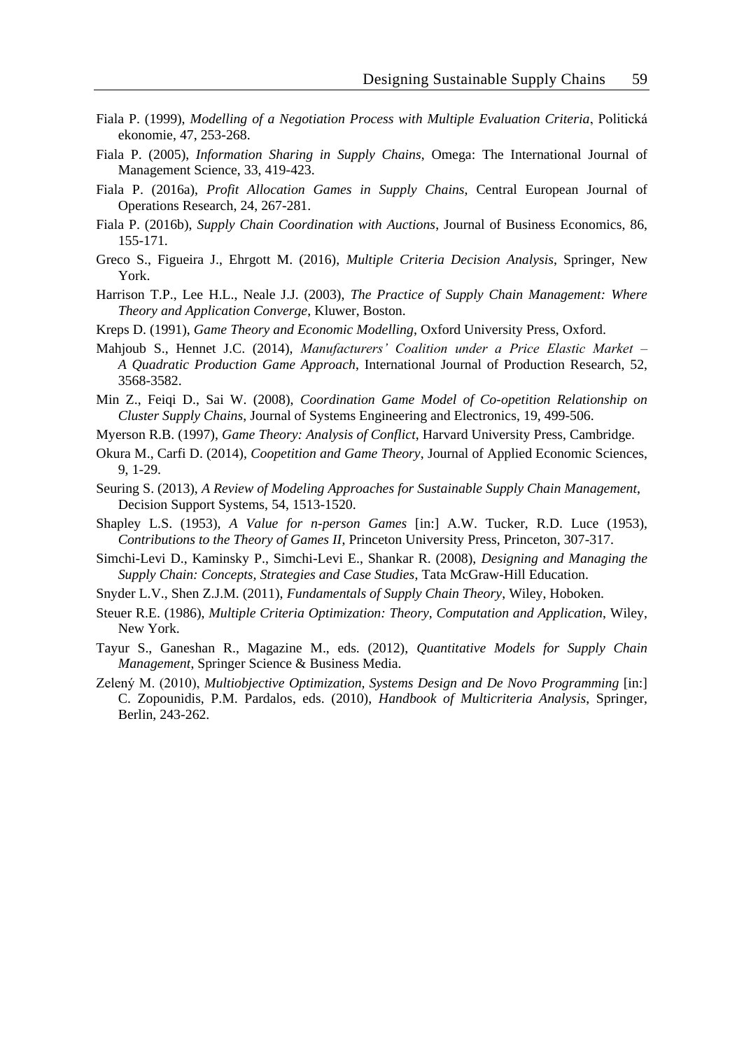Fiala P. (1999), *Modelling of a Negotiation Process with Multiple Evaluation Criteria*, Politická ekonomie, 47, 253-268.

Fiala P. (2005), *Information Sharing in Supply Chains*, Omega: The International Journal of Management Science, 33, 419-423.

Fiala P. (2016a), *Profit Allocation Games in Supply Chains*, Central European Journal of Operations Research, 24, 267-281.

Fiala P. (2016b), *Supply Chain Coordination with Auctions*, Journal of Business Economics, 86, 155-171.

Greco S., Figueira J., Ehrgott M. (2016), *Multiple Criteria Decision Analysis*, Springer, New York.

Harrison T.P., Lee H.L., Neale J.J. (2003), *The Practice of Supply Chain Management: Where Theory and Application Converge*, Kluwer, Boston.

Kreps D. (1991), *Game Theory and Economic Modelling*, Oxford University Press, Oxford.

Mahjoub S., Hennet J.C. (2014), *Manufacturers' Coalition under a Price Elastic Market – A Quadratic Production Game Approach*, International Journal of Production Research, 52, 3568-3582.

Min Z., Feiqi D., Sai W. (2008), *Coordination Game Model of Co-opetition Relationship on Cluster Supply Chains*, Journal of Systems Engineering and Electronics, 19, 499-506.

Myerson R.B. (1997), *Game Theory: Analysis of Conflict*, Harvard University Press, Cambridge.

Okura M., Carfi D. (2014), *Coopetition and Game Theory*, Journal of Applied Economic Sciences, 9, 1-29.

Seuring S. (2013), *A Review of Modeling Approaches for Sustainable Supply Chain Management*, Decision Support Systems, 54, 1513-1520.

Shapley L.S. (1953), *A Value for n-person Games* [in:] A.W. Tucker, R.D. Luce (1953), *Contributions to the Theory of Games II*, Princeton University Press, Princeton, 307-317.

Simchi-Levi D., Kaminsky P., Simchi-Levi E., Shankar R. (2008), *Designing and Managing the Supply Chain: Concepts, Strategies and Case Studies*, Tata McGraw-Hill Education.

Snyder L.V., Shen Z.J.M. (2011), *Fundamentals of Supply Chain Theory*, Wiley, Hoboken.

Steuer R.E. (1986), *Multiple Criteria Optimization: Theory, Computation and Application*, Wiley, New York.

Tayur S., Ganeshan R., Magazine M., eds. (2012), *Quantitative Models for Supply Chain Management*, Springer Science & Business Media.

Zelený M. (2010), *Multiobjective Optimization, Systems Design and De Novo Programming* [in:] C. Zopounidis, P.M. Pardalos, eds. (2010), *Handbook of Multicriteria Analysis*, Springer, Berlin, 243-262.